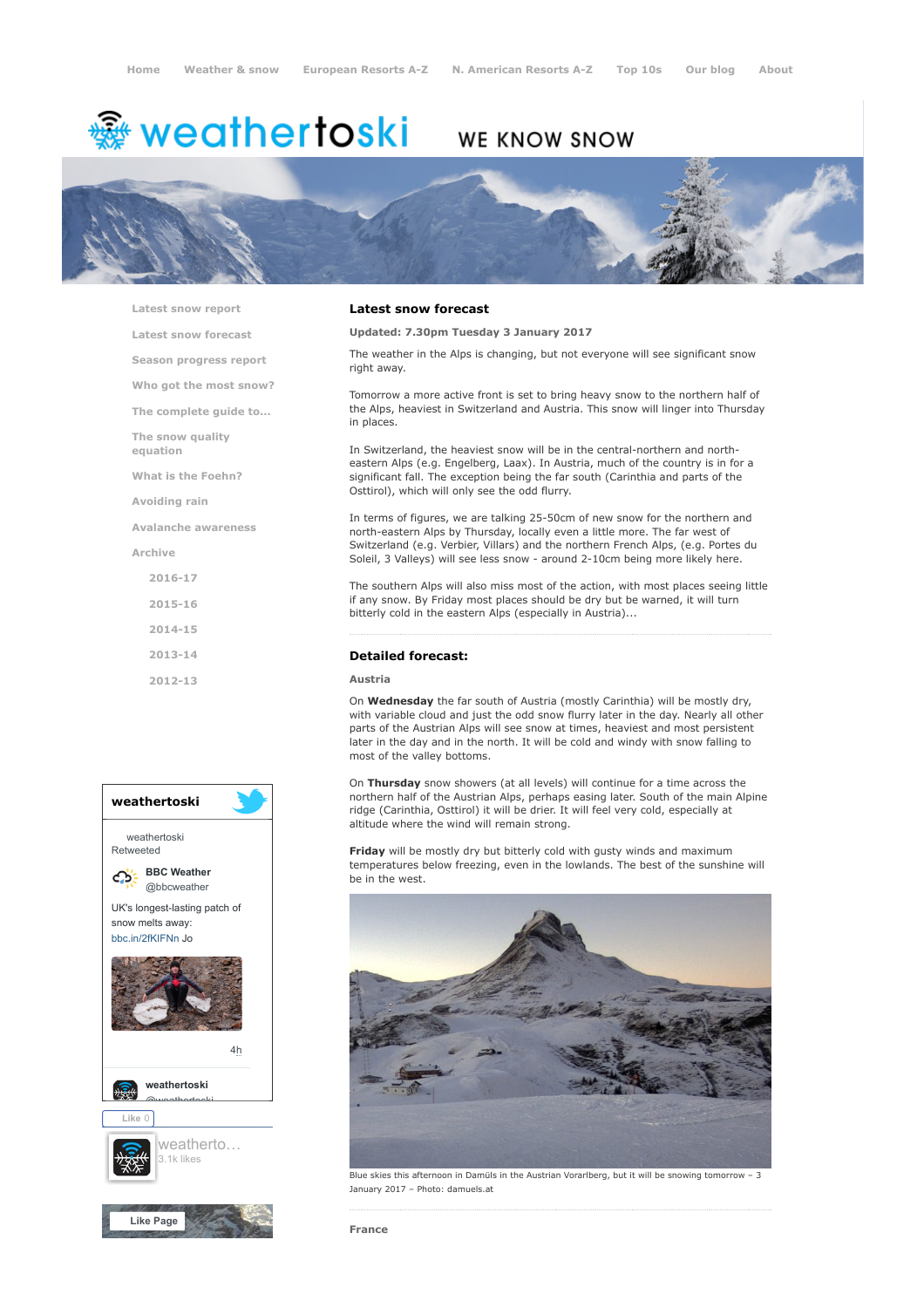Home | Weather & snow | European Resorts A-Z | N. American Resorts A-Z | Top 10s | Our blog | About

# weathertoski

WE KNOW SNOW

- Latest snow report
- Latest snow forecast
- Season progress report
- Who got the most snow?
- The complete guide to...
- The snow quality equation
- What is the Foehn?
- Avoiding rain
- Avalanche awareness
- Archive
  - 2016-17
  - 2015-16
  - 2014-15
  - 2013-14
  - 2012-13

## Latest snow forecast

**Updated: 7.30pm Tuesday 3 January 2017**

The weather in the Alps is changing, but not everyone will see significant snow right away.

Tomorrow a more active front is set to bring heavy snow to the northern half of the Alps, heaviest in Switzerland and Austria. This snow will linger into Thursday in places.

In Switzerland, the heaviest snow will be in the central-northern and north-eastern Alps (e.g. Engelberg, Laax). In Austria, much of the country is in for a significant fall. The exception being the far south (Carinthia and parts of the Osttirol), which will only see the odd flurry.

In terms of figures, we are talking 25-50cm of new snow for the northern and north-eastern Alps by Thursday, locally even a little more. The far west of Switzerland (e.g. Verbier, Villars) and the northern French Alps, (e.g. Portes du Soleil, 3 Valleys) will see less snow - around 2-10cm being more likely here.

The southern Alps will also miss most of the action, with most places seeing little if any snow. By Friday most places should be dry but be warned, it will turn bitterly cold in the eastern Alps (especially in Austria)...

## Detailed forecast:

### Austria

On **Wednesday** the far south of Austria (mostly Carinthia) will be mostly dry, with variable cloud and just the odd snow flurry later in the day. Nearly all other parts of the Austrian Alps will see snow at times, heaviest and most persistent later in the day and in the north. It will be cold and windy with snow falling to most of the valley bottoms.

On **Thursday** snow showers (at all levels) will continue for a time across the northern half of the Austrian Alps, perhaps easing later. South of the main Alpine ridge (Carinthia, Osttirol) it will be drier. It will feel very cold, especially at altitude where the wind will remain strong.

**Friday** will be mostly dry but bitterly cold with gusty winds and maximum temperatures below freezing, even in the lowlands. The best of the sunshine will be in the west.

Blue skies this afternoon in Damüls in the Austrian Vorarlberg, but it will be snowing tomorrow – 3 January 2017 – Photo: damuels.at

### France

**weathertoski**

weathertoski Retweeted

**BBC Weather** @bbcweather

UK's longest-lasting patch of snow melts away: bbc.in/2fKIFNn Jo

4h

**weathertoski** @weathertoski

Like 0

weatherto... 3.1k likes

Like Page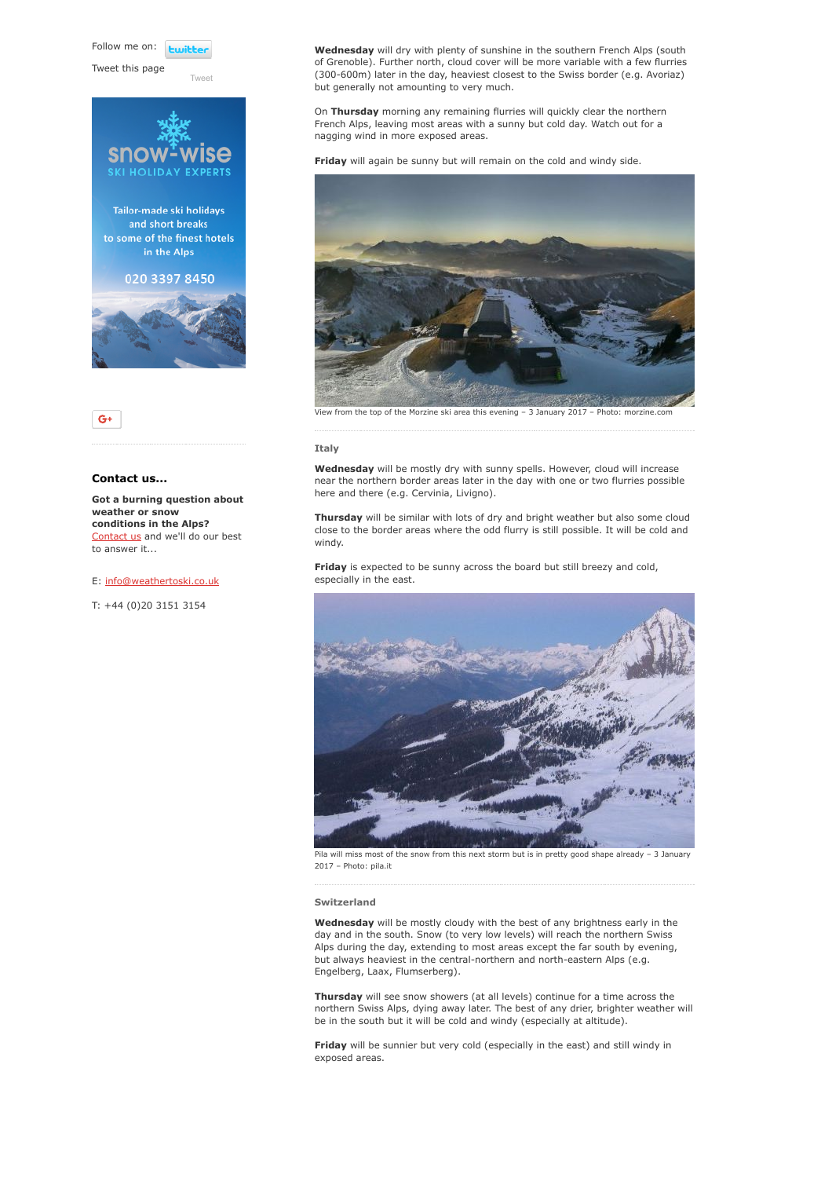Follow me on: twitter

Tweet this page

Tweet

snow-wise SKI HOLIDAY EXPERTS

Tailor-made ski holidays and short breaks to some of the finest hotels in the Alps

020 3397 8450

G+

### Contact us...

**Got a burning question about weather or snow conditions in the Alps?** Contact us and we'll do our best to answer it...

E: info@weathertoski.co.uk

T: +44 (0)20 3151 3154

**Wednesday** will dry with plenty of sunshine in the southern French Alps (south of Grenoble). Further north, cloud cover will be more variable with a few flurries (300-600m) later in the day, heaviest closest to the Swiss border (e.g. Avoriaz) but generally not amounting to very much.

On **Thursday** morning any remaining flurries will quickly clear the northern French Alps, leaving most areas with a sunny but cold day. Watch out for a nagging wind in more exposed areas.

**Friday** will again be sunny but will remain on the cold and windy side.

View from the top of the Morzine ski area this evening – 3 January 2017 – Photo: morzine.com

### Italy

**Wednesday** will be mostly dry with sunny spells. However, cloud will increase near the northern border areas later in the day with one or two flurries possible here and there (e.g. Cervinia, Livigno).

**Thursday** will be similar with lots of dry and bright weather but also some cloud close to the border areas where the odd flurry is still possible. It will be cold and windy.

**Friday** is expected to be sunny across the board but still breezy and cold, especially in the east.

Pila will miss most of the snow from this next storm but is in pretty good shape already – 3 January 2017 – Photo: pila.it

### Switzerland

**Wednesday** will be mostly cloudy with the best of any brightness early in the day and in the south. Snow (to very low levels) will reach the northern Swiss Alps during the day, extending to most areas except the far south by evening, but always heaviest in the central-northern and north-eastern Alps (e.g. Engelberg, Laax, Flumserberg).

**Thursday** will see snow showers (at all levels) continue for a time across the northern Swiss Alps, dying away later. The best of any drier, brighter weather will be in the south but it will be cold and windy (especially at altitude).

**Friday** will be sunnier but very cold (especially in the east) and still windy in exposed areas.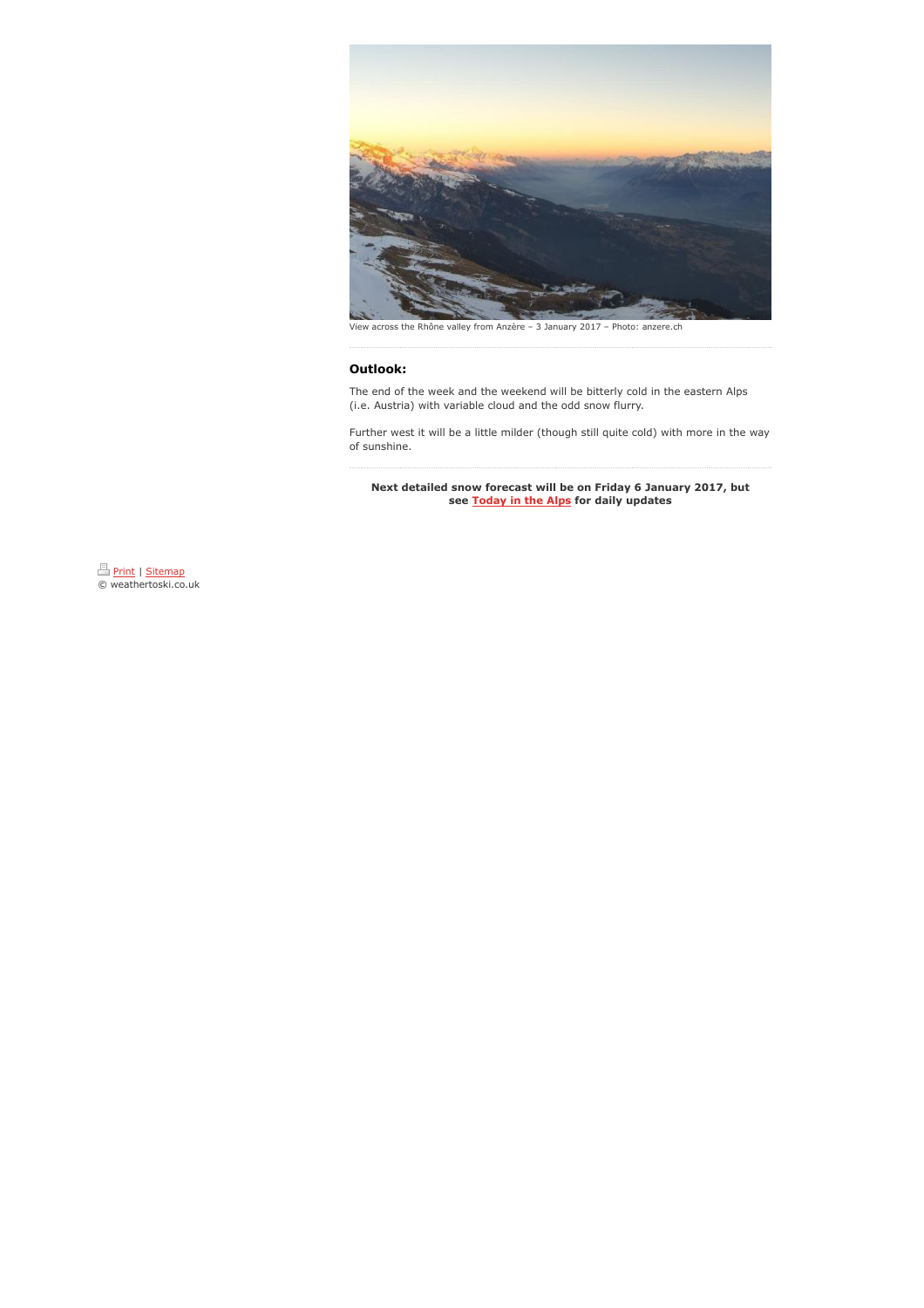View across the Rhône valley from Anzère – 3 January 2017 – Photo: anzere.ch

### Outlook:

The end of the week and the weekend will be bitterly cold in the eastern Alps (i.e. Austria) with variable cloud and the odd snow flurry.

Further west it will be a little milder (though still quite cold) with more in the way of sunshine.

**Next detailed snow forecast will be on Friday 6 January 2017, but see Today in the Alps for daily updates**

Print | Sitemap
© weathertoski.co.uk